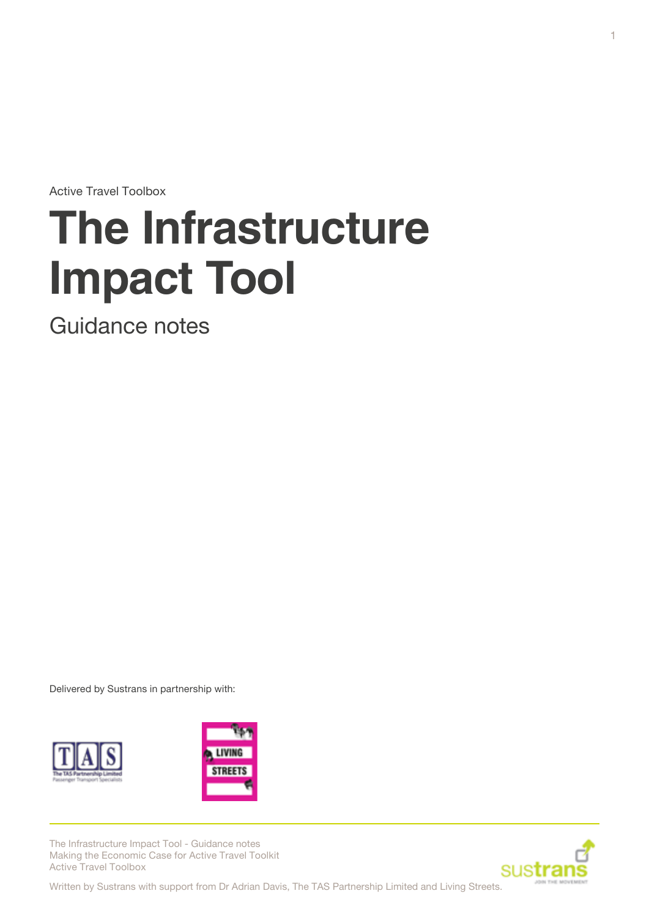Active Travel Toolbox

# The Infrastructure Impact Tool

## Guidance notes

Delivered by Sustrans in partnership with:

The Infrastructure Impact Tool - Guidance notes
Making the Economic Case for Active Travel Toolkit
Active Travel Toolbox

Written by Sustrans with support from Dr Adrian Davis, The TAS Partnership Limited and Living Streets.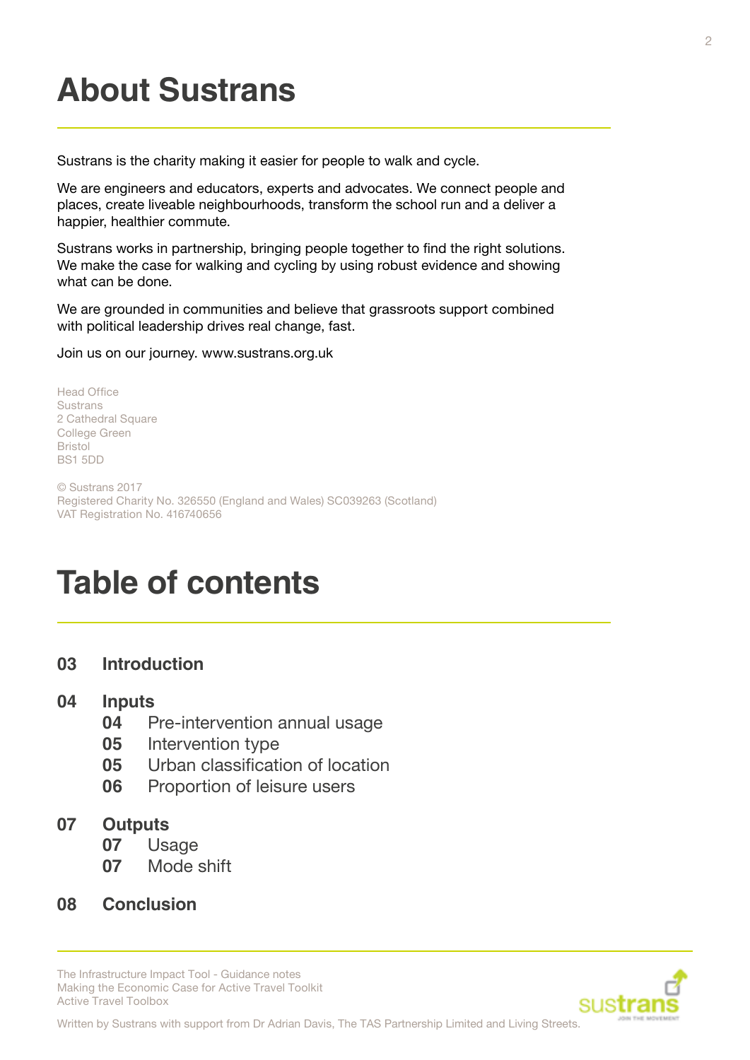# About Sustrans

Sustrans is the charity making it easier for people to walk and cycle.

We are engineers and educators, experts and advocates. We connect people and places, create liveable neighbourhoods, transform the school run and a deliver a happier, healthier commute.

Sustrans works in partnership, bringing people together to find the right solutions. We make the case for walking and cycling by using robust evidence and showing what can be done.

We are grounded in communities and believe that grassroots support combined with political leadership drives real change, fast.

Join us on our journey. www.sustrans.org.uk

Head Office
Sustrans
2 Cathedral Square
College Green
Bristol
BS1 5DD

© Sustrans 2017
Registered Charity No. 326550 (England and Wales) SC039263 (Scotland)
VAT Registration No. 416740656

# Table of contents

**03 Introduction**

**04 Inputs**
- **04** Pre-intervention annual usage
- **05** Intervention type
- **05** Urban classification of location
- **06** Proportion of leisure users

**07 Outputs**
- **07** Usage
- **07** Mode shift

**08 Conclusion**

The Infrastructure Impact Tool - Guidance notes
Making the Economic Case for Active Travel Toolkit
Active Travel Toolbox

Written by Sustrans with support from Dr Adrian Davis, The TAS Partnership Limited and Living Streets.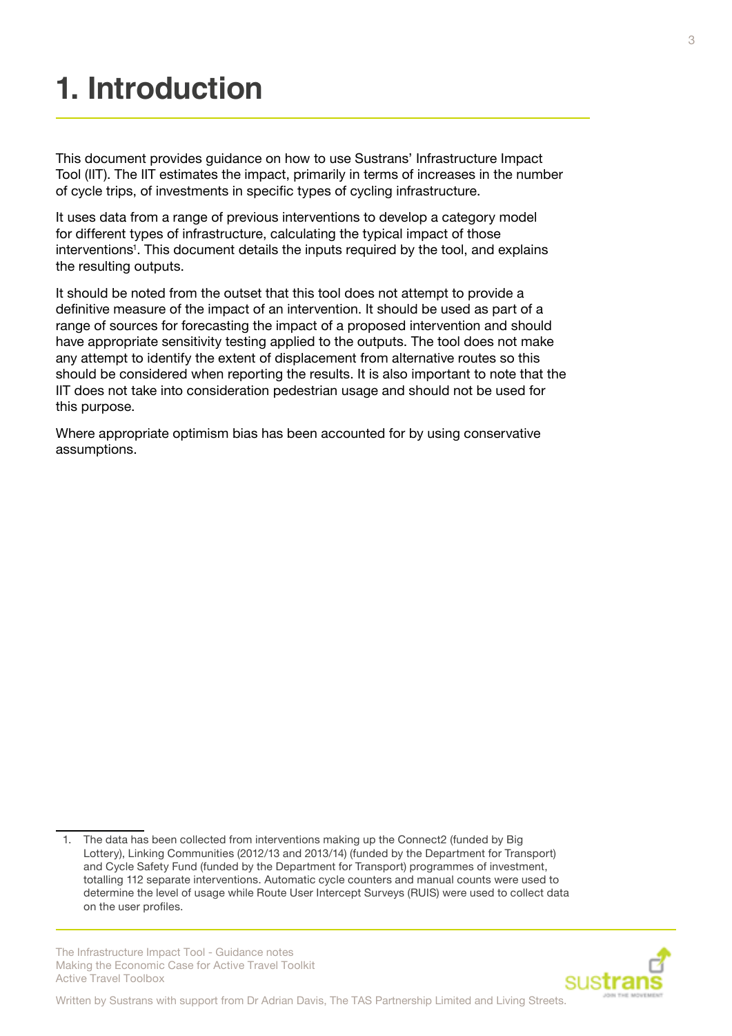# 1. Introduction

This document provides guidance on how to use Sustrans' Infrastructure Impact Tool (IIT). The IIT estimates the impact, primarily in terms of increases in the number of cycle trips, of investments in specific types of cycling infrastructure.

It uses data from a range of previous interventions to develop a category model for different types of infrastructure, calculating the typical impact of those interventions[1]. This document details the inputs required by the tool, and explains the resulting outputs.

It should be noted from the outset that this tool does not attempt to provide a definitive measure of the impact of an intervention. It should be used as part of a range of sources for forecasting the impact of a proposed intervention and should have appropriate sensitivity testing applied to the outputs. The tool does not make any attempt to identify the extent of displacement from alternative routes so this should be considered when reporting the results. It is also important to note that the IIT does not take into consideration pedestrian usage and should not be used for this purpose.

Where appropriate optimism bias has been accounted for by using conservative assumptions.

1. The data has been collected from interventions making up the Connect2 (funded by Big Lottery), Linking Communities (2012/13 and 2013/14) (funded by the Department for Transport) and Cycle Safety Fund (funded by the Department for Transport) programmes of investment, totalling 112 separate interventions. Automatic cycle counters and manual counts were used to determine the level of usage while Route User Intercept Surveys (RUIS) were used to collect data on the user profiles.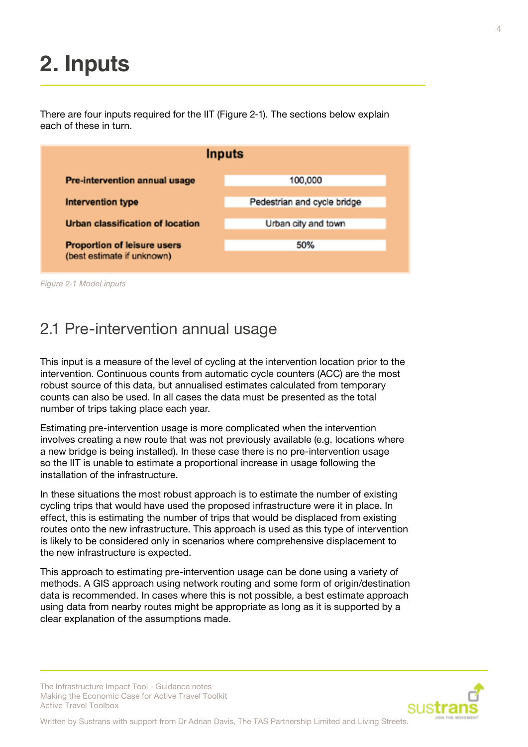# 2. Inputs

There are four inputs required for the IIT (Figure 2-1). The sections below explain each of these in turn.

| Inputs | |
|---|---|
| **Pre-intervention annual usage** | 100,000 |
| **Intervention type** | Pedestrian and cycle bridge |
| **Urban classification of location** | Urban city and town |
| **Proportion of leisure users** (best estimate if unknown) | 50% |

*Figure 2-1 Model inputs*

## 2.1 Pre-intervention annual usage

This input is a measure of the level of cycling at the intervention location prior to the intervention. Continuous counts from automatic cycle counters (ACC) are the most robust source of this data, but annualised estimates calculated from temporary counts can also be used. In all cases the data must be presented as the total number of trips taking place each year.

Estimating pre-intervention usage is more complicated when the intervention involves creating a new route that was not previously available (e.g. locations where a new bridge is being installed). In these case there is no pre-intervention usage so the IIT is unable to estimate a proportional increase in usage following the installation of the infrastructure.

In these situations the most robust approach is to estimate the number of existing cycling trips that would have used the proposed infrastructure were it in place. In effect, this is estimating the number of trips that would be displaced from existing routes onto the new infrastructure. This approach is used as this type of intervention is likely to be considered only in scenarios where comprehensive displacement to the new infrastructure is expected.

This approach to estimating pre-intervention usage can be done using a variety of methods. A GIS approach using network routing and some form of origin/destination data is recommended. In cases where this is not possible, a best estimate approach using data from nearby routes might be appropriate as long as it is supported by a clear explanation of the assumptions made.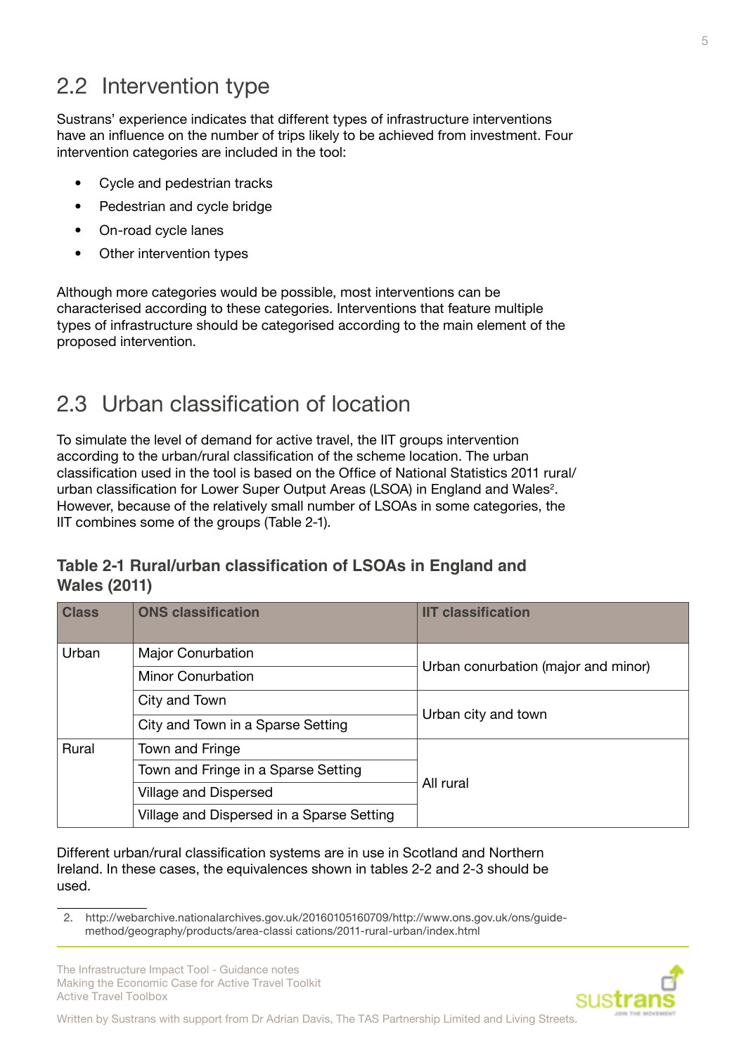## 2.2 Intervention type

Sustrans' experience indicates that different types of infrastructure interventions have an influence on the number of trips likely to be achieved from investment. Four intervention categories are included in the tool:

- Cycle and pedestrian tracks
- Pedestrian and cycle bridge
- On-road cycle lanes
- Other intervention types

Although more categories would be possible, most interventions can be characterised according to these categories. Interventions that feature multiple types of infrastructure should be categorised according to the main element of the proposed intervention.

## 2.3 Urban classification of location

To simulate the level of demand for active travel, the IIT groups intervention according to the urban/rural classification of the scheme location. The urban classification used in the tool is based on the Office of National Statistics 2011 rural/urban classification for Lower Super Output Areas (LSOA) in England and Wales[2]. However, because of the relatively small number of LSOAs in some categories, the IIT combines some of the groups (Table 2-1).

### Table 2-1 Rural/urban classification of LSOAs in England and Wales (2011)

| Class | ONS classification | IIT classification |
|---|---|---|
| Urban | Major Conurbation | Urban conurbation (major and minor) |
| | Minor Conurbation | |
| | City and Town | Urban city and town |
| | City and Town in a Sparse Setting | |
| Rural | Town and Fringe | All rural |
| | Town and Fringe in a Sparse Setting | |
| | Village and Dispersed | |
| | Village and Dispersed in a Sparse Setting | |

Different urban/rural classification systems are in use in Scotland and Northern Ireland. In these cases, the equivalences shown in tables 2-2 and 2-3 should be used.

2. http://webarchive.nationalarchives.gov.uk/20160105160709/http://www.ons.gov.uk/ons/guide-method/geography/products/area-classi cations/2011-rural-urban/index.html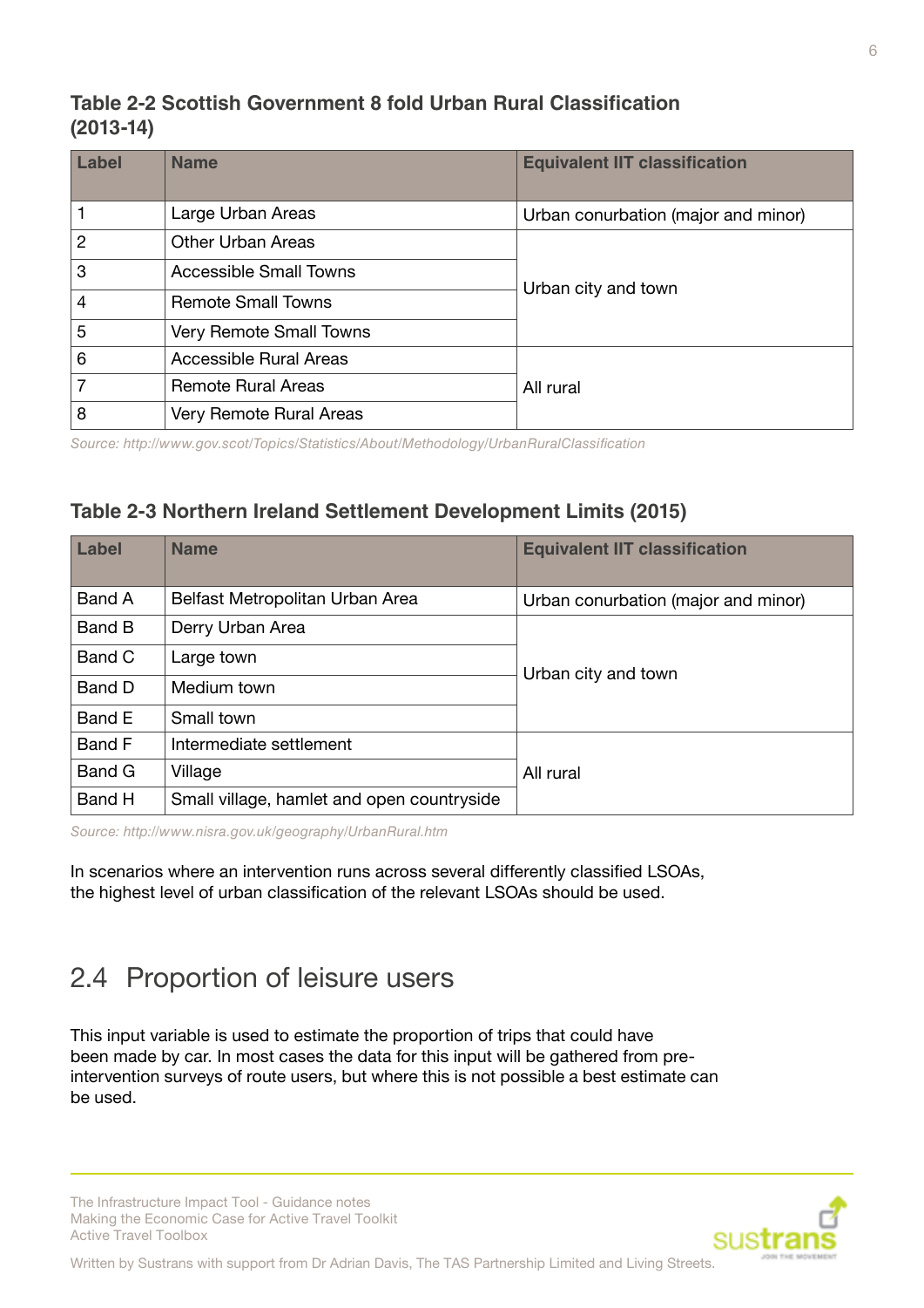### Table 2-2 Scottish Government 8 fold Urban Rural Classification (2013-14)

| Label | Name | Equivalent IIT classification |
|---|---|---|
| 1 | Large Urban Areas | Urban conurbation (major and minor) |
| 2 | Other Urban Areas | Urban city and town |
| 3 | Accessible Small Towns | |
| 4 | Remote Small Towns | |
| 5 | Very Remote Small Towns | |
| 6 | Accessible Rural Areas | All rural |
| 7 | Remote Rural Areas | |
| 8 | Very Remote Rural Areas | |

*Source: http://www.gov.scot/Topics/Statistics/About/Methodology/UrbanRuralClassification*

### Table 2-3 Northern Ireland Settlement Development Limits (2015)

| Label | Name | Equivalent IIT classification |
|---|---|---|
| Band A | Belfast Metropolitan Urban Area | Urban conurbation (major and minor) |
| Band B | Derry Urban Area | Urban city and town |
| Band C | Large town | |
| Band D | Medium town | |
| Band E | Small town | |
| Band F | Intermediate settlement | All rural |
| Band G | Village | |
| Band H | Small village, hamlet and open countryside | |

*Source: http://www.nisra.gov.uk/geography/UrbanRural.htm*

In scenarios where an intervention runs across several differently classified LSOAs, the highest level of urban classification of the relevant LSOAs should be used.

## 2.4 Proportion of leisure users

This input variable is used to estimate the proportion of trips that could have been made by car. In most cases the data for this input will be gathered from pre-intervention surveys of route users, but where this is not possible a best estimate can be used.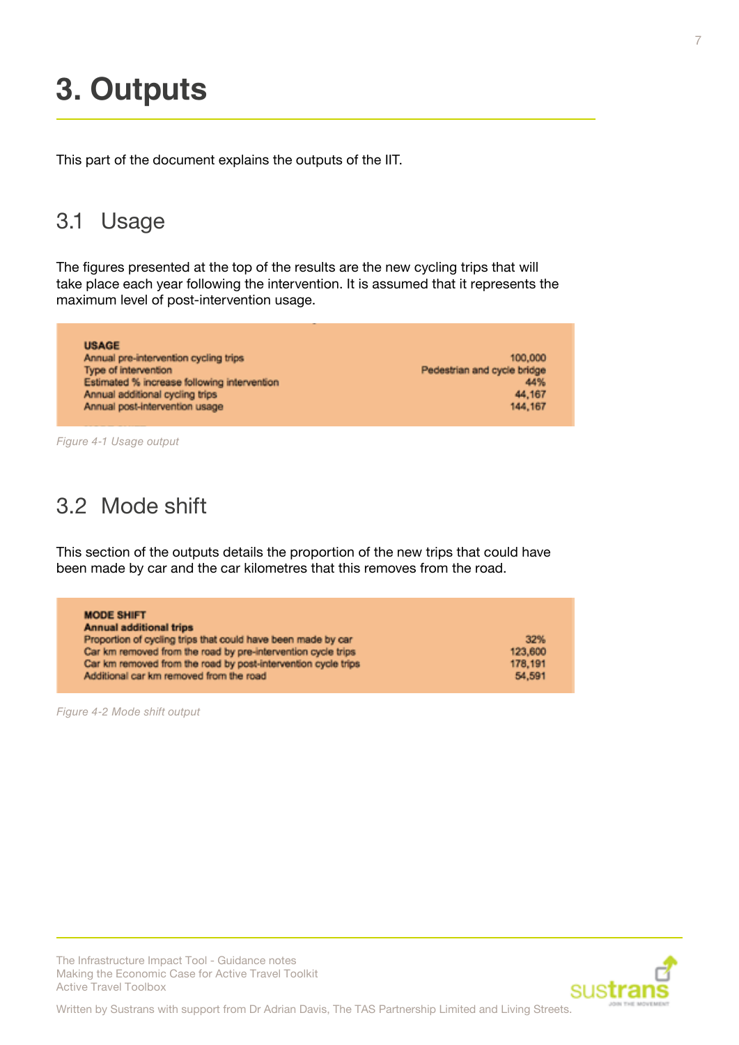# 3. Outputs

This part of the document explains the outputs of the IIT.

## 3.1 Usage

The figures presented at the top of the results are the new cycling trips that will take place each year following the intervention. It is assumed that it represents the maximum level of post-intervention usage.

| USAGE | |
|---|---|
| Annual pre-intervention cycling trips | 100,000 |
| Type of intervention | Pedestrian and cycle bridge |
| Estimated % increase following intervention | 44% |
| Annual additional cycling trips | 44,167 |
| Annual post-intervention usage | 144,167 |

*Figure 4-1 Usage output*

## 3.2 Mode shift

This section of the outputs details the proportion of the new trips that could have been made by car and the car kilometres that this removes from the road.

| MODE SHIFT | |
|---|---|
| **Annual additional trips** | |
| Proportion of cycling trips that could have been made by car | 32% |
| Car km removed from the road by pre-intervention cycle trips | 123,600 |
| Car km removed from the road by post-intervention cycle trips | 178,191 |
| Additional car km removed from the road | 54,591 |

*Figure 4-2 Mode shift output*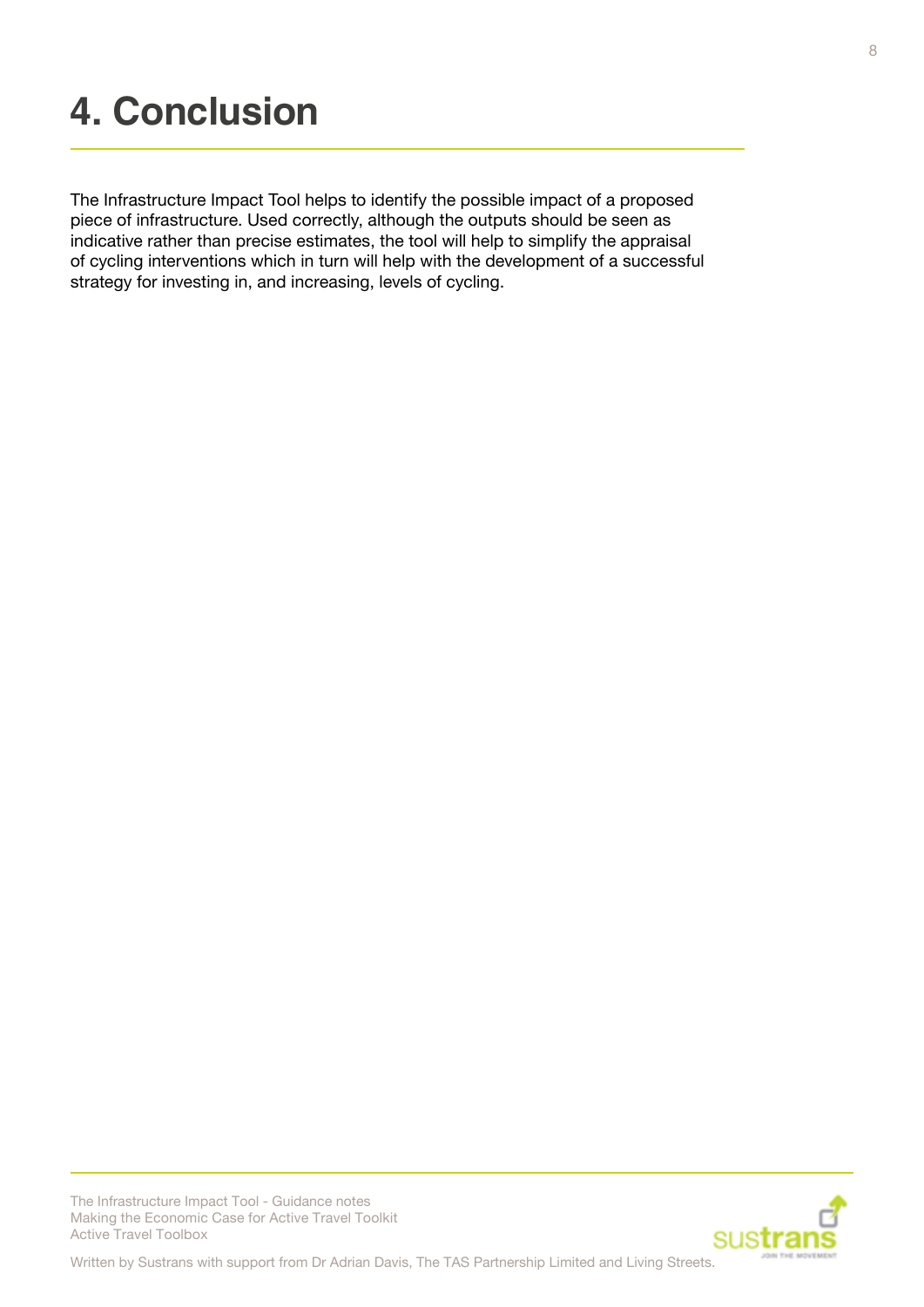# 4. Conclusion

The Infrastructure Impact Tool helps to identify the possible impact of a proposed piece of infrastructure. Used correctly, although the outputs should be seen as indicative rather than precise estimates, the tool will help to simplify the appraisal of cycling interventions which in turn will help with the development of a successful strategy for investing in, and increasing, levels of cycling.